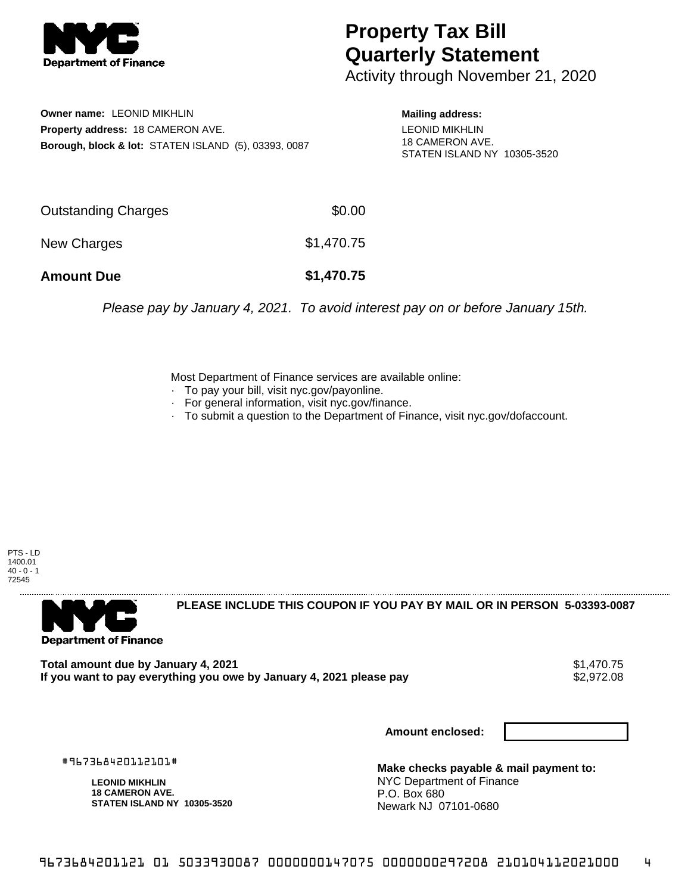# Property Tax Bill Quarterly Statement

Activity through November 21, 2020

**Owner name:** LEONID MIKHLIN
**Property address:** 18 CAMERON AVE.
**Borough, block & lot:** STATEN ISLAND (5), 03393, 0087

**Mailing address:**
LEONID MIKHLIN
18 CAMERON AVE.
STATEN ISLAND NY 10305-3520

| | |
|---|---|
| Outstanding Charges | $0.00 |
| New Charges | $1,470.75 |
| **Amount Due** | **$1,470.75** |

*Please pay by January 4, 2021. To avoid interest pay on or before January 15th.*

Most Department of Finance services are available online:
- To pay your bill, visit nyc.gov/payonline.
- For general information, visit nyc.gov/finance.
- To submit a question to the Department of Finance, visit nyc.gov/dofaccount.

PTS - LD
1400.01
40 - 0 - 1
72545

**PLEASE INCLUDE THIS COUPON IF YOU PAY BY MAIL OR IN PERSON 5-03393-0087**

**Total amount due by January 4, 2021** $1,470.75
**If you want to pay everything you owe by January 4, 2021 please pay** $2,972.08

**Amount enclosed:**

#967368420112101#

**LEONID MIKHLIN**
**18 CAMERON AVE.**
**STATEN ISLAND NY 10305-3520**

**Make checks payable & mail payment to:**
NYC Department of Finance
P.O. Box 680
Newark NJ 07101-0680

9673684201121 01 5033930087 0000000147075 0000000297208 210104112021000 4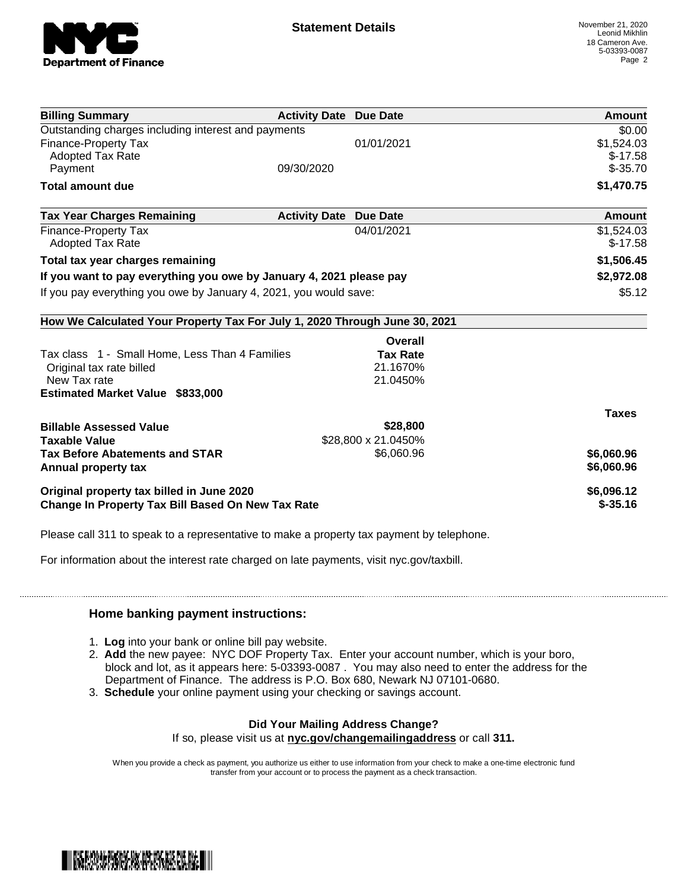## Statement Details

November 21, 2020
Leonid Mikhlin
18 Cameron Ave.
5-03393-0087

| Billing Summary | Activity Date | Due Date | Amount |
|---|---|---|---|
| Outstanding charges including interest and payments | | | $0.00 |
| Finance-Property Tax | | 01/01/2021 | $1,524.03 |
| Adopted Tax Rate | | | $-17.58 |
| Payment | 09/30/2020 | | $-35.70 |
| **Total amount due** | | | **$1,470.75** |

| Tax Year Charges Remaining | Activity Date | Due Date | Amount |
|---|---|---|---|
| Finance-Property Tax | | 04/01/2021 | $1,524.03 |
| Adopted Tax Rate | | | $-17.58 |
| **Total tax year charges remaining** | | | **$1,506.45** |
| **If you want to pay everything you owe by January 4, 2021 please pay** | | | **$2,972.08** |
| If you pay everything you owe by January 4, 2021, you would save: | | | $5.12 |

**How We Calculated Your Property Tax For July 1, 2020 Through June 30, 2021**

| | Overall Tax Rate | |
|---|---|---|
| Tax class 1 - Small Home, Less Than 4 Families | | |
| Original tax rate billed | 21.1670% | |
| New Tax rate | 21.0450% | |
| **Estimated Market Value $833,000** | | |
| | | **Taxes** |
| **Billable Assessed Value** | **$28,800** | |
| **Taxable Value** | $28,800 x 21.0450% | |
| **Tax Before Abatements and STAR** | $6,060.96 | **$6,060.96** |
| **Annual property tax** | | **$6,060.96** |
| **Original property tax billed in June 2020** | | **$6,096.12** |
| **Change In Property Tax Bill Based On New Tax Rate** | | **$-35.16** |

Please call 311 to speak to a representative to make a property tax payment by telephone.

For information about the interest rate charged on late payments, visit nyc.gov/taxbill.

### Home banking payment instructions:

1. **Log** into your bank or online bill pay website.
2. **Add** the new payee: NYC DOF Property Tax. Enter your account number, which is your boro, block and lot, as it appears here: 5-03393-0087 . You may also need to enter the address for the Department of Finance. The address is P.O. Box 680, Newark NJ 07101-0680.
3. **Schedule** your online payment using your checking or savings account.

**Did Your Mailing Address Change?**
If so, please visit us at **nyc.gov/changemailingaddress** or call **311.**

When you provide a check as payment, you authorize us either to use information from your check to make a one-time electronic fund transfer from your account or to process the payment as a check transaction.